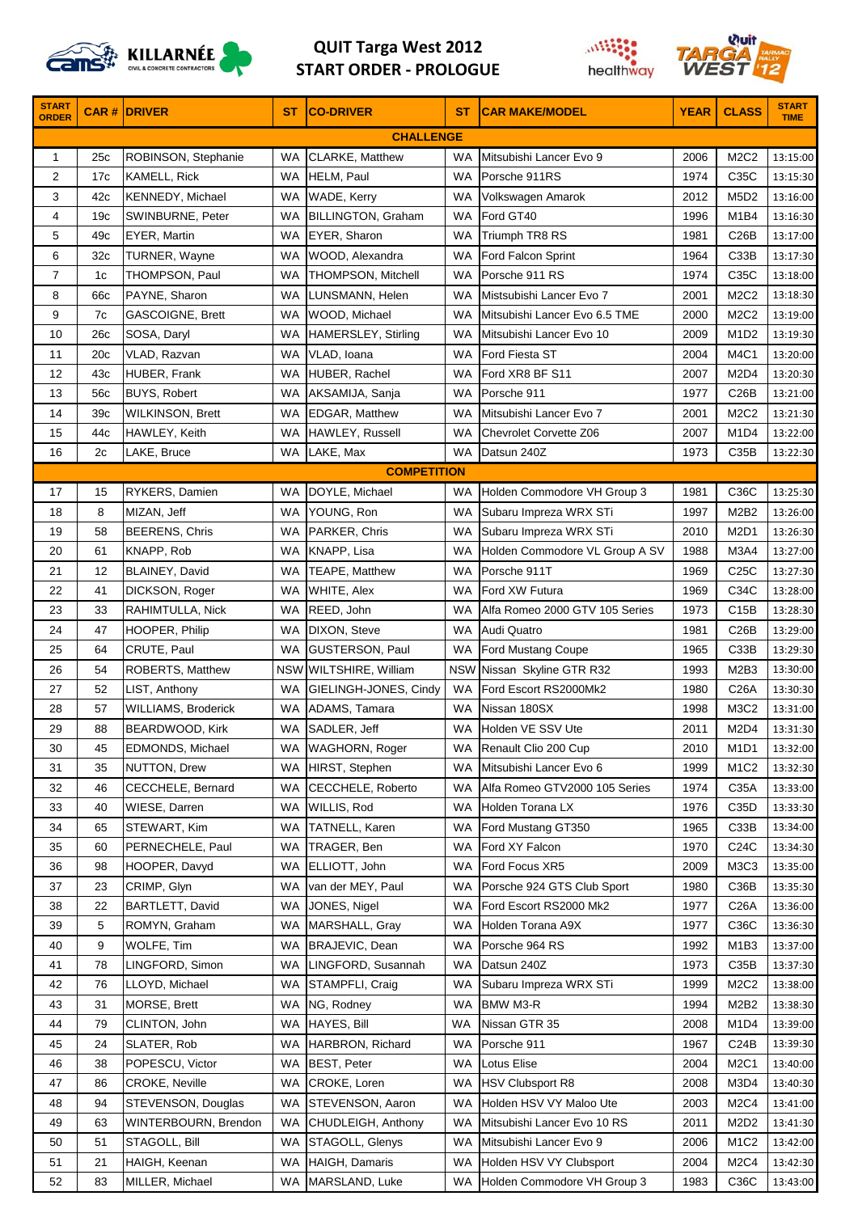# QUIT Targa West 2012
## START ORDER - PROLOGUE

| START ORDER | CAR # | DRIVER | ST | CO-DRIVER | ST | CAR MAKE/MODEL | YEAR | CLASS | START TIME |
|---|---|---|---|---|---|---|---|---|---|
| **CHALLENGE** | | | | | | | | | |
| 1 | 25c | ROBINSON, Stephanie | WA | CLARKE, Matthew | WA | Mitsubishi Lancer Evo 9 | 2006 | M2C2 | 13:15:00 |
| 2 | 17c | KAMELL, Rick | WA | HELM, Paul | WA | Porsche 911RS | 1974 | C35C | 13:15:30 |
| 3 | 42c | KENNEDY, Michael | WA | WADE, Kerry | WA | Volkswagen Amarok | 2012 | M5D2 | 13:16:00 |
| 4 | 19c | SWINBURNE, Peter | WA | BILLINGTON, Graham | WA | Ford GT40 | 1996 | M1B4 | 13:16:30 |
| 5 | 49c | EYER, Martin | WA | EYER, Sharon | WA | Triumph TR8 RS | 1981 | C26B | 13:17:00 |
| 6 | 32c | TURNER, Wayne | WA | WOOD, Alexandra | WA | Ford Falcon Sprint | 1964 | C33B | 13:17:30 |
| 7 | 1c | THOMPSON, Paul | WA | THOMPSON, Mitchell | WA | Porsche 911 RS | 1974 | C35C | 13:18:00 |
| 8 | 66c | PAYNE, Sharon | WA | LUNSMANN, Helen | WA | Mistsubishi Lancer Evo 7 | 2001 | M2C2 | 13:18:30 |
| 9 | 7c | GASCOIGNE, Brett | WA | WOOD, Michael | WA | Mitsubishi Lancer Evo 6.5 TME | 2000 | M2C2 | 13:19:00 |
| 10 | 26c | SOSA, Daryl | WA | HAMERSLEY, Stirling | WA | Mitsubishi Lancer Evo 10 | 2009 | M1D2 | 13:19:30 |
| 11 | 20c | VLAD, Razvan | WA | VLAD, Ioana | WA | Ford Fiesta ST | 2004 | M4C1 | 13:20:00 |
| 12 | 43c | HUBER, Frank | WA | HUBER, Rachel | WA | Ford XR8 BF S11 | 2007 | M2D4 | 13:20:30 |
| 13 | 56c | BUYS, Robert | WA | AKSAMIJA, Sanja | WA | Porsche 911 | 1977 | C26B | 13:21:00 |
| 14 | 39c | WILKINSON, Brett | WA | EDGAR, Matthew | WA | Mitsubishi Lancer Evo 7 | 2001 | M2C2 | 13:21:30 |
| 15 | 44c | HAWLEY, Keith | WA | HAWLEY, Russell | WA | Chevrolet Corvette Z06 | 2007 | M1D4 | 13:22:00 |
| 16 | 2c | LAKE, Bruce | WA | LAKE, Max | WA | Datsun 240Z | 1973 | C35B | 13:22:30 |
| **COMPETITION** | | | | | | | | | |
| 17 | 15 | RYKERS, Damien | WA | DOYLE, Michael | WA | Holden Commodore VH Group 3 | 1981 | C36C | 13:25:30 |
| 18 | 8 | MIZAN, Jeff | WA | YOUNG, Ron | WA | Subaru Impreza WRX STi | 1997 | M2B2 | 13:26:00 |
| 19 | 58 | BEERENS, Chris | WA | PARKER, Chris | WA | Subaru Impreza WRX STi | 2010 | M2D1 | 13:26:30 |
| 20 | 61 | KNAPP, Rob | WA | KNAPP, Lisa | WA | Holden Commodore VL Group A SV | 1988 | M3A4 | 13:27:00 |
| 21 | 12 | BLAINEY, David | WA | TEAPE, Matthew | WA | Porsche 911T | 1969 | C25C | 13:27:30 |
| 22 | 41 | DICKSON, Roger | WA | WHITE, Alex | WA | Ford XW Futura | 1969 | C34C | 13:28:00 |
| 23 | 33 | RAHIMTULLA, Nick | WA | REED, John | WA | Alfa Romeo 2000 GTV 105 Series | 1973 | C15B | 13:28:30 |
| 24 | 47 | HOOPER, Philip | WA | DIXON, Steve | WA | Audi Quatro | 1981 | C26B | 13:29:00 |
| 25 | 64 | CRUTE, Paul | WA | GUSTERSON, Paul | WA | Ford Mustang Coupe | 1965 | C33B | 13:29:30 |
| 26 | 54 | ROBERTS, Matthew | NSW | WILTSHIRE, William | NSW | Nissan Skyline GTR R32 | 1993 | M2B3 | 13:30:00 |
| 27 | 52 | LIST, Anthony | WA | GIELINGH-JONES, Cindy | WA | Ford Escort RS2000Mk2 | 1980 | C26A | 13:30:30 |
| 28 | 57 | WILLIAMS, Broderick | WA | ADAMS, Tamara | WA | Nissan 180SX | 1998 | M3C2 | 13:31:00 |
| 29 | 88 | BEARDWOOD, Kirk | WA | SADLER, Jeff | WA | Holden VE SSV Ute | 2011 | M2D4 | 13:31:30 |
| 30 | 45 | EDMONDS, Michael | WA | WAGHORN, Roger | WA | Renault Clio 200 Cup | 2010 | M1D1 | 13:32:00 |
| 31 | 35 | NUTTON, Drew | WA | HIRST, Stephen | WA | Mitsubishi Lancer Evo 6 | 1999 | M1C2 | 13:32:30 |
| 32 | 46 | CECCHELE, Bernard | WA | CECCHELE, Roberto | WA | Alfa Romeo GTV2000 105 Series | 1974 | C35A | 13:33:00 |
| 33 | 40 | WIESE, Darren | WA | WILLIS, Rod | WA | Holden Torana LX | 1976 | C35D | 13:33:30 |
| 34 | 65 | STEWART, Kim | WA | TATNELL, Karen | WA | Ford Mustang GT350 | 1965 | C33B | 13:34:00 |
| 35 | 60 | PERNECHELE, Paul | WA | TRAGER, Ben | WA | Ford XY Falcon | 1970 | C24C | 13:34:30 |
| 36 | 98 | HOOPER, Davyd | WA | ELLIOTT, John | WA | Ford Focus XR5 | 2009 | M3C3 | 13:35:00 |
| 37 | 23 | CRIMP, Glyn | WA | van der MEY, Paul | WA | Porsche 924 GTS Club Sport | 1980 | C36B | 13:35:30 |
| 38 | 22 | BARTLETT, David | WA | JONES, Nigel | WA | Ford Escort RS2000 Mk2 | 1977 | C26A | 13:36:00 |
| 39 | 5 | ROMYN, Graham | WA | MARSHALL, Gray | WA | Holden Torana A9X | 1977 | C36C | 13:36:30 |
| 40 | 9 | WOLFE, Tim | WA | BRAJEVIC, Dean | WA | Porsche 964 RS | 1992 | M1B3 | 13:37:00 |
| 41 | 78 | LINGFORD, Simon | WA | LINGFORD, Susannah | WA | Datsun 240Z | 1973 | C35B | 13:37:30 |
| 42 | 76 | LLOYD, Michael | WA | STAMPFLI, Craig | WA | Subaru Impreza WRX STi | 1999 | M2C2 | 13:38:00 |
| 43 | 31 | MORSE, Brett | WA | NG, Rodney | WA | BMW M3-R | 1994 | M2B2 | 13:38:30 |
| 44 | 79 | CLINTON, John | WA | HAYES, Bill | WA | Nissan GTR 35 | 2008 | M1D4 | 13:39:00 |
| 45 | 24 | SLATER, Rob | WA | HARBRON, Richard | WA | Porsche 911 | 1967 | C24B | 13:39:30 |
| 46 | 38 | POPESCU, Victor | WA | BEST, Peter | WA | Lotus Elise | 2004 | M2C1 | 13:40:00 |
| 47 | 86 | CROKE, Neville | WA | CROKE, Loren | WA | HSV Clubsport R8 | 2008 | M3D4 | 13:40:30 |
| 48 | 94 | STEVENSON, Douglas | WA | STEVENSON, Aaron | WA | Holden HSV VY Maloo Ute | 2003 | M2C4 | 13:41:00 |
| 49 | 63 | WINTERBOURN, Brendon | WA | CHUDLEIGH, Anthony | WA | Mitsubishi Lancer Evo 10 RS | 2011 | M2D2 | 13:41:30 |
| 50 | 51 | STAGOLL, Bill | WA | STAGOLL, Glenys | WA | Mitsubishi Lancer Evo 9 | 2006 | M1C2 | 13:42:00 |
| 51 | 21 | HAIGH, Keenan | WA | HAIGH, Damaris | WA | Holden HSV VY Clubsport | 2004 | M2C4 | 13:42:30 |
| 52 | 83 | MILLER, Michael | WA | MARSLAND, Luke | WA | Holden Commodore VH Group 3 | 1983 | C36C | 13:43:00 |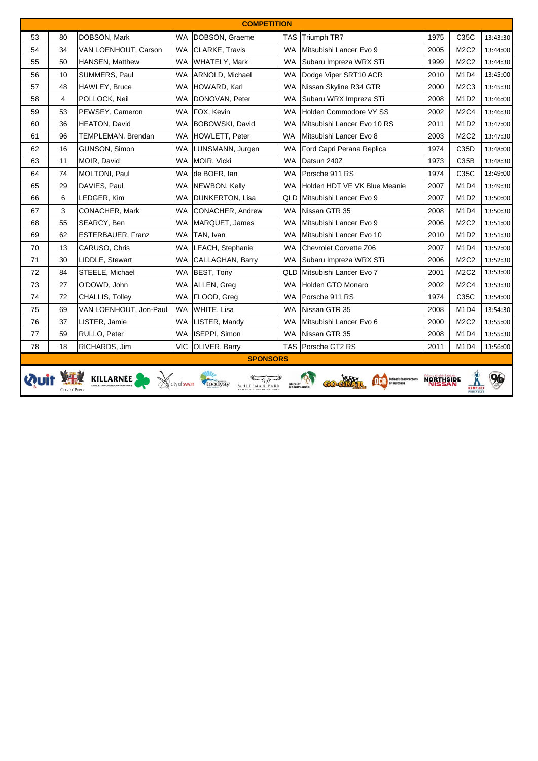| | | | | | | | | | |
|---|---|---|---|---|---|---|---|---|---|
| **COMPETITION** | | | | | | | | | |
| 53 | 80 | DOBSON, Mark | WA | DOBSON, Graeme | TAS | Triumph TR7 | 1975 | C35C | 13:43:30 |
| 54 | 34 | VAN LOENHOUT, Carson | WA | CLARKE, Travis | WA | Mitsubishi Lancer Evo 9 | 2005 | M2C2 | 13:44:00 |
| 55 | 50 | HANSEN, Matthew | WA | WHATELY, Mark | WA | Subaru Impreza WRX STi | 1999 | M2C2 | 13:44:30 |
| 56 | 10 | SUMMERS, Paul | WA | ARNOLD, Michael | WA | Dodge Viper SRT10 ACR | 2010 | M1D4 | 13:45:00 |
| 57 | 48 | HAWLEY, Bruce | WA | HOWARD, Karl | WA | Nissan Skyline R34 GTR | 2000 | M2C3 | 13:45:30 |
| 58 | 4 | POLLOCK, Neil | WA | DONOVAN, Peter | WA | Subaru WRX Impreza STi | 2008 | M1D2 | 13:46:00 |
| 59 | 53 | PEWSEY, Cameron | WA | FOX, Kevin | WA | Holden Commodore VY SS | 2002 | M2C4 | 13:46:30 |
| 60 | 36 | HEATON, David | WA | BOBOWSKI, David | WA | Mitsubishi Lancer Evo 10 RS | 2011 | M1D2 | 13:47:00 |
| 61 | 96 | TEMPLEMAN, Brendan | WA | HOWLETT, Peter | WA | Mitsubishi Lancer Evo 8 | 2003 | M2C2 | 13:47:30 |
| 62 | 16 | GUNSON, Simon | WA | LUNSMANN, Jurgen | WA | Ford Capri Perana Replica | 1974 | C35D | 13:48:00 |
| 63 | 11 | MOIR, David | WA | MOIR, Vicki | WA | Datsun 240Z | 1973 | C35B | 13:48:30 |
| 64 | 74 | MOLTONI, Paul | WA | de BOER, Ian | WA | Porsche 911 RS | 1974 | C35C | 13:49:00 |
| 65 | 29 | DAVIES, Paul | WA | NEWBON, Kelly | WA | Holden HDT VE VK Blue Meanie | 2007 | M1D4 | 13:49:30 |
| 66 | 6 | LEDGER, Kim | WA | DUNKERTON, Lisa | QLD | Mitsubishi Lancer Evo 9 | 2007 | M1D2 | 13:50:00 |
| 67 | 3 | CONACHER, Mark | WA | CONACHER, Andrew | WA | Nissan GTR 35 | 2008 | M1D4 | 13:50:30 |
| 68 | 55 | SEARCY, Ben | WA | MARQUET, James | WA | Mitsubishi Lancer Evo 9 | 2006 | M2C2 | 13:51:00 |
| 69 | 62 | ESTERBAUER, Franz | WA | TAN, Ivan | WA | Mitsubishi Lancer Evo 10 | 2010 | M1D2 | 13:51:30 |
| 70 | 13 | CARUSO, Chris | WA | LEACH, Stephanie | WA | Chevrolet Corvette Z06 | 2007 | M1D4 | 13:52:00 |
| 71 | 30 | LIDDLE, Stewart | WA | CALLAGHAN, Barry | WA | Subaru Impreza WRX STi | 2006 | M2C2 | 13:52:30 |
| 72 | 84 | STEELE, Michael | WA | BEST, Tony | QLD | Mitsubishi Lancer Evo 7 | 2001 | M2C2 | 13:53:00 |
| 73 | 27 | O'DOWD, John | WA | ALLEN, Greg | WA | Holden GTO Monaro | 2002 | M2C4 | 13:53:30 |
| 74 | 72 | CHALLIS, Tolley | WA | FLOOD, Greg | WA | Porsche 911 RS | 1974 | C35C | 13:54:00 |
| 75 | 69 | VAN LOENHOUT, Jon-Paul | WA | WHITE, Lisa | WA | Nissan GTR 35 | 2008 | M1D4 | 13:54:30 |
| 76 | 37 | LISTER, Jamie | WA | LISTER, Mandy | WA | Mitsubishi Lancer Evo 6 | 2000 | M2C2 | 13:55:00 |
| 77 | 59 | RULLO, Peter | WA | ISEPPI, Simon | WA | Nissan GTR 35 | 2008 | M1D4 | 13:55:30 |
| 78 | 18 | RICHARDS, Jim | VIC | OLIVER, Barry | TAS | Porsche GT2 RS | 2011 | M1D4 | 13:56:00 |

**SPONSORS**

Quit · City of Perth · KILLARNÉE Civil & Concrete Contractors · city of swan · toodyay · WHITEMAN PARK · shire of kalamunda · GO-GEAR · OCA Outback Constructors of Australia · NORTHSIDE NISSAN · COMPLETE PORTABLES · 96fm